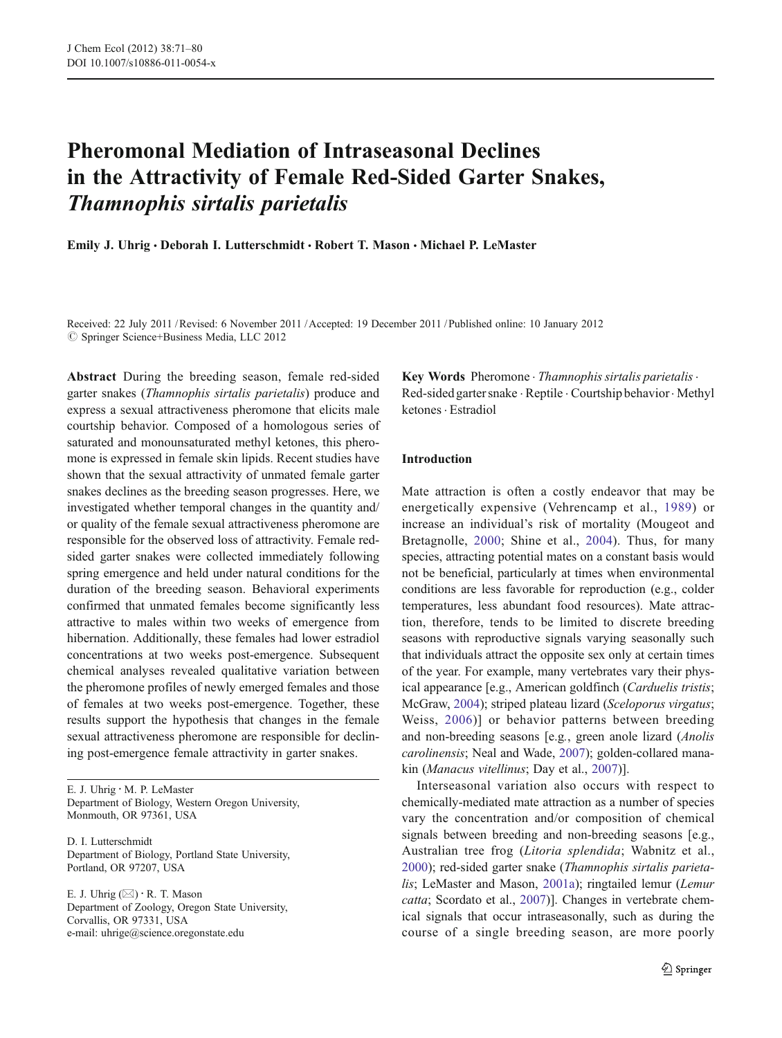# Pheromonal Mediation of Intraseasonal Declines in the Attractivity of Female Red-Sided Garter Snakes, *Thamnophis sirtalis parietalis*

**Emily J. Uhrig · Deborah I. Lutterschmidt · Robert T. Mason · Michael P. LeMaster**

Received: 22 July 2011 / Revised: 6 November 2011 / Accepted: 19 December 2011 / Published online: 10 January 2012
© Springer Science+Business Media, LLC 2012

**Abstract** During the breeding season, female red-sided garter snakes (*Thamnophis sirtalis parietalis*) produce and express a sexual attractiveness pheromone that elicits male courtship behavior. Composed of a homologous series of saturated and monounsaturated methyl ketones, this pheromone is expressed in female skin lipids. Recent studies have shown that the sexual attractivity of unmated female garter snakes declines as the breeding season progresses. Here, we investigated whether temporal changes in the quantity and/or quality of the female sexual attractiveness pheromone are responsible for the observed loss of attractivity. Female red-sided garter snakes were collected immediately following spring emergence and held under natural conditions for the duration of the breeding season. Behavioral experiments confirmed that unmated females become significantly less attractive to males within two weeks of emergence from hibernation. Additionally, these females had lower estradiol concentrations at two weeks post-emergence. Subsequent chemical analyses revealed qualitative variation between the pheromone profiles of newly emerged females and those of females at two weeks post-emergence. Together, these results support the hypothesis that changes in the female sexual attractiveness pheromone are responsible for declining post-emergence female attractivity in garter snakes.

**Key Words** Pheromone · *Thamnophis sirtalis parietalis* · Red-sided garter snake · Reptile · Courtship behavior · Methyl ketones · Estradiol

E. J. Uhrig · M. P. LeMaster
Department of Biology, Western Oregon University, Monmouth, OR 97361, USA

D. I. Lutterschmidt
Department of Biology, Portland State University, Portland, OR 97207, USA

E. J. Uhrig (✉) · R. T. Mason
Department of Zoology, Oregon State University, Corvallis, OR 97331, USA
e-mail: uhrige@science.oregonstate.edu

## Introduction

Mate attraction is often a costly endeavor that may be energetically expensive (Vehrencamp et al., 1989) or increase an individual's risk of mortality (Mougeot and Bretagnolle, 2000; Shine et al., 2004). Thus, for many species, attracting potential mates on a constant basis would not be beneficial, particularly at times when environmental conditions are less favorable for reproduction (e.g., colder temperatures, less abundant food resources). Mate attraction, therefore, tends to be limited to discrete breeding seasons with reproductive signals varying seasonally such that individuals attract the opposite sex only at certain times of the year. For example, many vertebrates vary their physical appearance [e.g., American goldfinch (*Carduelis tristis*; McGraw, 2004); striped plateau lizard (*Sceloporus virgatus*; Weiss, 2006)] or behavior patterns between breeding and non-breeding seasons [e.g., green anole lizard (*Anolis carolinensis*; Neal and Wade, 2007); golden-collared manakin (*Manacus vitellinus*; Day et al., 2007)].

Interseasonal variation also occurs with respect to chemically-mediated mate attraction as a number of species vary the concentration and/or composition of chemical signals between breeding and non-breeding seasons [e.g., Australian tree frog (*Litoria splendida*; Wabnitz et al., 2000); red-sided garter snake (*Thamnophis sirtalis parietalis*; LeMaster and Mason, 2001a); ringtailed lemur (*Lemur catta*; Scordato et al., 2007)]. Changes in vertebrate chemical signals that occur intraseasonally, such as during the course of a single breeding season, are more poorly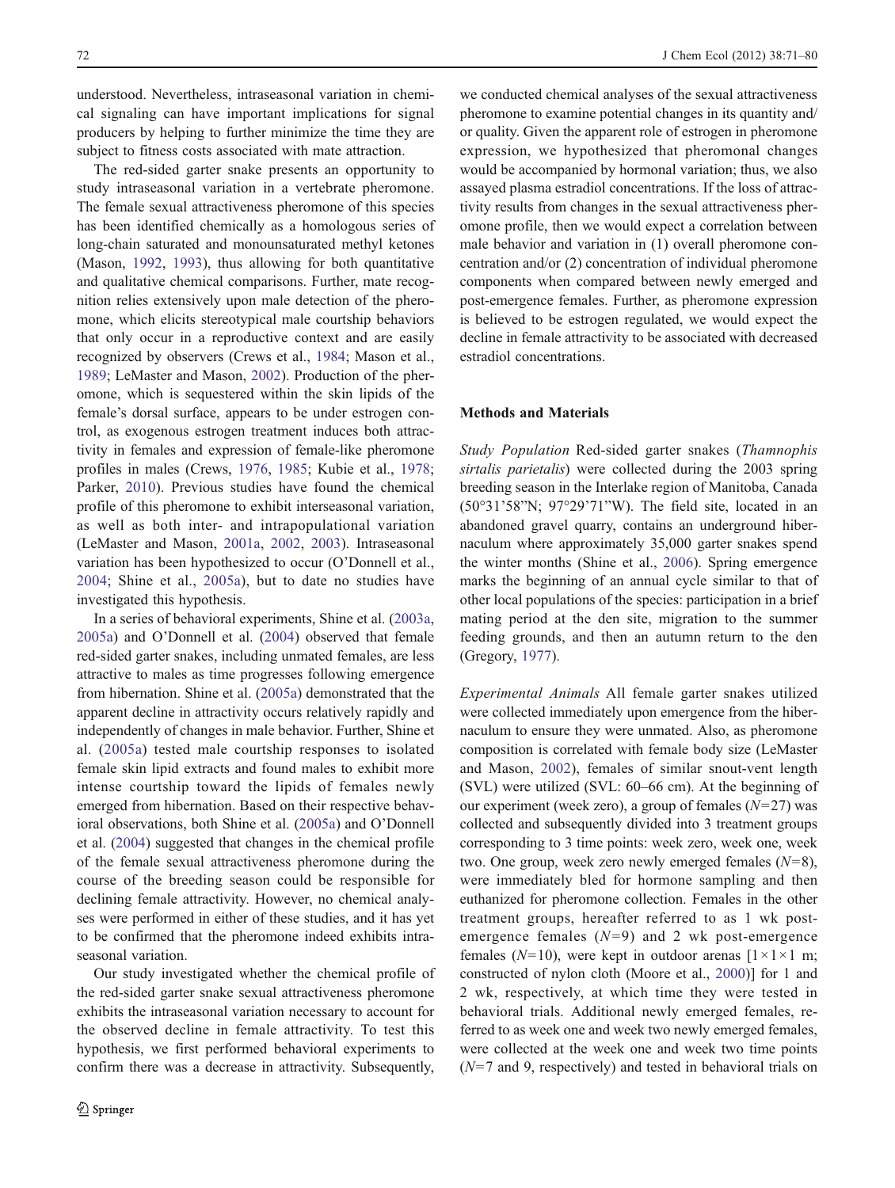understood. Nevertheless, intraseasonal variation in chemical signaling can have important implications for signal producers by helping to further minimize the time they are subject to fitness costs associated with mate attraction.

The red-sided garter snake presents an opportunity to study intraseasonal variation in a vertebrate pheromone. The female sexual attractiveness pheromone of this species has been identified chemically as a homologous series of long-chain saturated and monounsaturated methyl ketones (Mason, 1992, 1993), thus allowing for both quantitative and qualitative chemical comparisons. Further, mate recognition relies extensively upon male detection of the pheromone, which elicits stereotypical male courtship behaviors that only occur in a reproductive context and are easily recognized by observers (Crews et al., 1984; Mason et al., 1989; LeMaster and Mason, 2002). Production of the pheromone, which is sequestered within the skin lipids of the female's dorsal surface, appears to be under estrogen control, as exogenous estrogen treatment induces both attractivity in females and expression of female-like pheromone profiles in males (Crews, 1976, 1985; Kubie et al., 1978; Parker, 2010). Previous studies have found the chemical profile of this pheromone to exhibit interseasonal variation, as well as both inter- and intrapopulational variation (LeMaster and Mason, 2001a, 2002, 2003). Intraseasonal variation has been hypothesized to occur (O'Donnell et al., 2004; Shine et al., 2005a), but to date no studies have investigated this hypothesis.

In a series of behavioral experiments, Shine et al. (2003a, 2005a) and O'Donnell et al. (2004) observed that female red-sided garter snakes, including unmated females, are less attractive to males as time progresses following emergence from hibernation. Shine et al. (2005a) demonstrated that the apparent decline in attractivity occurs relatively rapidly and independently of changes in male behavior. Further, Shine et al. (2005a) tested male courtship responses to isolated female skin lipid extracts and found males to exhibit more intense courtship toward the lipids of females newly emerged from hibernation. Based on their respective behavioral observations, both Shine et al. (2005a) and O'Donnell et al. (2004) suggested that changes in the chemical profile of the female sexual attractiveness pheromone during the course of the breeding season could be responsible for declining female attractivity. However, no chemical analyses were performed in either of these studies, and it has yet to be confirmed that the pheromone indeed exhibits intraseasonal variation.

Our study investigated whether the chemical profile of the red-sided garter snake sexual attractiveness pheromone exhibits the intraseasonal variation necessary to account for the observed decline in female attractivity. To test this hypothesis, we first performed behavioral experiments to confirm there was a decrease in attractivity. Subsequently, we conducted chemical analyses of the sexual attractiveness pheromone to examine potential changes in its quantity and/or quality. Given the apparent role of estrogen in pheromone expression, we hypothesized that pheromonal changes would be accompanied by hormonal variation; thus, we also assayed plasma estradiol concentrations. If the loss of attractivity results from changes in the sexual attractiveness pheromone profile, then we would expect a correlation between male behavior and variation in (1) overall pheromone concentration and/or (2) concentration of individual pheromone components when compared between newly emerged and post-emergence females. Further, as pheromone expression is believed to be estrogen regulated, we would expect the decline in female attractivity to be associated with decreased estradiol concentrations.

## Methods and Materials

*Study Population* Red-sided garter snakes (*Thamnophis sirtalis parietalis*) were collected during the 2003 spring breeding season in the Interlake region of Manitoba, Canada (50°31'58"N; 97°29'71"W). The field site, located in an abandoned gravel quarry, contains an underground hibernaculum where approximately 35,000 garter snakes spend the winter months (Shine et al., 2006). Spring emergence marks the beginning of an annual cycle similar to that of other local populations of the species: participation in a brief mating period at the den site, migration to the summer feeding grounds, and then an autumn return to the den (Gregory, 1977).

*Experimental Animals* All female garter snakes utilized were collected immediately upon emergence from the hibernaculum to ensure they were unmated. Also, as pheromone composition is correlated with female body size (LeMaster and Mason, 2002), females of similar snout-vent length (SVL) were utilized (SVL: 60–66 cm). At the beginning of our experiment (week zero), a group of females ($N$=27) was collected and subsequently divided into 3 treatment groups corresponding to 3 time points: week zero, week one, week two. One group, week zero newly emerged females ($N$=8), were immediately bled for hormone sampling and then euthanized for pheromone collection. Females in the other treatment groups, hereafter referred to as 1 wk post-emergence females ($N$=9) and 2 wk post-emergence females ($N$=10), were kept in outdoor arenas [1×1×1 m; constructed of nylon cloth (Moore et al., 2000)] for 1 and 2 wk, respectively, at which time they were tested in behavioral trials. Additional newly emerged females, referred to as week one and week two newly emerged females, were collected at the week one and week two time points ($N$=7 and 9, respectively) and tested in behavioral trials on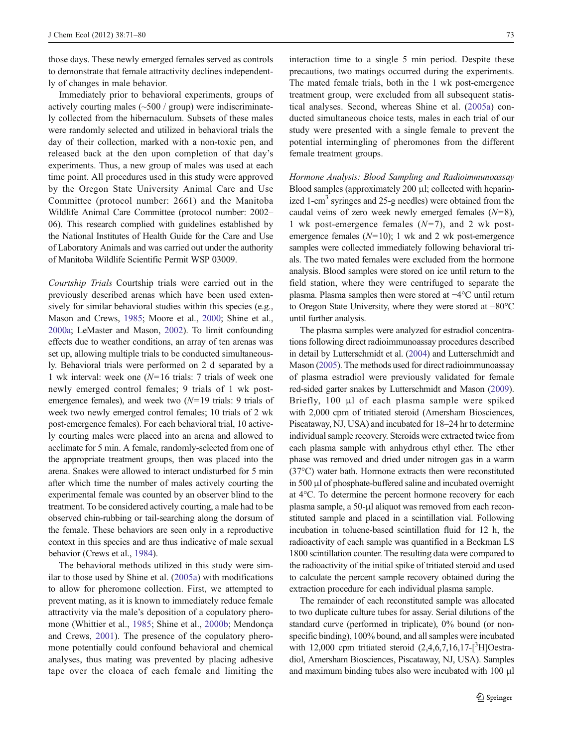those days. These newly emerged females served as controls to demonstrate that female attractivity declines independently of changes in male behavior.

Immediately prior to behavioral experiments, groups of actively courting males (~500 / group) were indiscriminately collected from the hibernaculum. Subsets of these males were randomly selected and utilized in behavioral trials the day of their collection, marked with a non-toxic pen, and released back at the den upon completion of that day's experiments. Thus, a new group of males was used at each time point. All procedures used in this study were approved by the Oregon State University Animal Care and Use Committee (protocol number: 2661) and the Manitoba Wildlife Animal Care Committee (protocol number: 2002–06). This research complied with guidelines established by the National Institutes of Health Guide for the Care and Use of Laboratory Animals and was carried out under the authority of Manitoba Wildlife Scientific Permit WSP 03009.

*Courtship Trials* Courtship trials were carried out in the previously described arenas which have been used extensively for similar behavioral studies within this species (e.g., Mason and Crews, 1985; Moore et al., 2000; Shine et al., 2000a; LeMaster and Mason, 2002). To limit confounding effects due to weather conditions, an array of ten arenas was set up, allowing multiple trials to be conducted simultaneously. Behavioral trials were performed on 2 d separated by a 1 wk interval: week one ($N$=16 trials: 7 trials of week one newly emerged control females; 9 trials of 1 wk post-emergence females), and week two ($N$=19 trials: 9 trials of week two newly emerged control females; 10 trials of 2 wk post-emergence females). For each behavioral trial, 10 actively courting males were placed into an arena and allowed to acclimate for 5 min. A female, randomly-selected from one of the appropriate treatment groups, then was placed into the arena. Snakes were allowed to interact undisturbed for 5 min after which time the number of males actively courting the experimental female was counted by an observer blind to the treatment. To be considered actively courting, a male had to be observed chin-rubbing or tail-searching along the dorsum of the female. These behaviors are seen only in a reproductive context in this species and are thus indicative of male sexual behavior (Crews et al., 1984).

The behavioral methods utilized in this study were similar to those used by Shine et al. (2005a) with modifications to allow for pheromone collection. First, we attempted to prevent mating, as it is known to immediately reduce female attractivity via the male's deposition of a copulatory pheromone (Whittier et al., 1985; Shine et al., 2000b; Mendonça and Crews, 2001). The presence of the copulatory pheromone potentially could confound behavioral and chemical analyses, thus mating was prevented by placing adhesive tape over the cloaca of each female and limiting the interaction time to a single 5 min period. Despite these precautions, two matings occurred during the experiments. The mated female trials, both in the 1 wk post-emergence treatment group, were excluded from all subsequent statistical analyses. Second, whereas Shine et al. (2005a) conducted simultaneous choice tests, males in each trial of our study were presented with a single female to prevent the potential intermingling of pheromones from the different female treatment groups.

*Hormone Analysis: Blood Sampling and Radioimmunoassay* Blood samples (approximately 200 μl; collected with heparinized 1-cm$^3$ syringes and 25-g needles) were obtained from the caudal veins of zero week newly emerged females ($N$=8), 1 wk post-emergence females ($N$=7), and 2 wk post-emergence females ($N$=10); 1 wk and 2 wk post-emergence samples were collected immediately following behavioral trials. The two mated females were excluded from the hormone analysis. Blood samples were stored on ice until return to the field station, where they were centrifuged to separate the plasma. Plasma samples then were stored at −4°C until return to Oregon State University, where they were stored at −80°C until further analysis.

The plasma samples were analyzed for estradiol concentrations following direct radioimmunoassay procedures described in detail by Lutterschmidt et al. (2004) and Lutterschmidt and Mason (2005). The methods used for direct radioimmunoassay of plasma estradiol were previously validated for female red-sided garter snakes by Lutterschmidt and Mason (2009). Briefly, 100 μl of each plasma sample were spiked with 2,000 cpm of tritiated steroid (Amersham Biosciences, Piscataway, NJ, USA) and incubated for 18–24 hr to determine individual sample recovery. Steroids were extracted twice from each plasma sample with anhydrous ethyl ether. The ether phase was removed and dried under nitrogen gas in a warm (37°C) water bath. Hormone extracts then were reconstituted in 500 μl of phosphate-buffered saline and incubated overnight at 4°C. To determine the percent hormone recovery for each plasma sample, a 50-μl aliquot was removed from each reconstituted sample and placed in a scintillation vial. Following incubation in toluene-based scintillation fluid for 12 h, the radioactivity of each sample was quantified in a Beckman LS 1800 scintillation counter. The resulting data were compared to the radioactivity of the initial spike of tritiated steroid and used to calculate the percent sample recovery obtained during the extraction procedure for each individual plasma sample.

The remainder of each reconstituted sample was allocated to two duplicate culture tubes for assay. Serial dilutions of the standard curve (performed in triplicate), 0% bound (or non-specific binding), 100% bound, and all samples were incubated with 12,000 cpm tritiated steroid (2,4,6,7,16,17-[$^3$H]Oestradiol, Amersham Biosciences, Piscataway, NJ, USA). Samples and maximum binding tubes also were incubated with 100 μl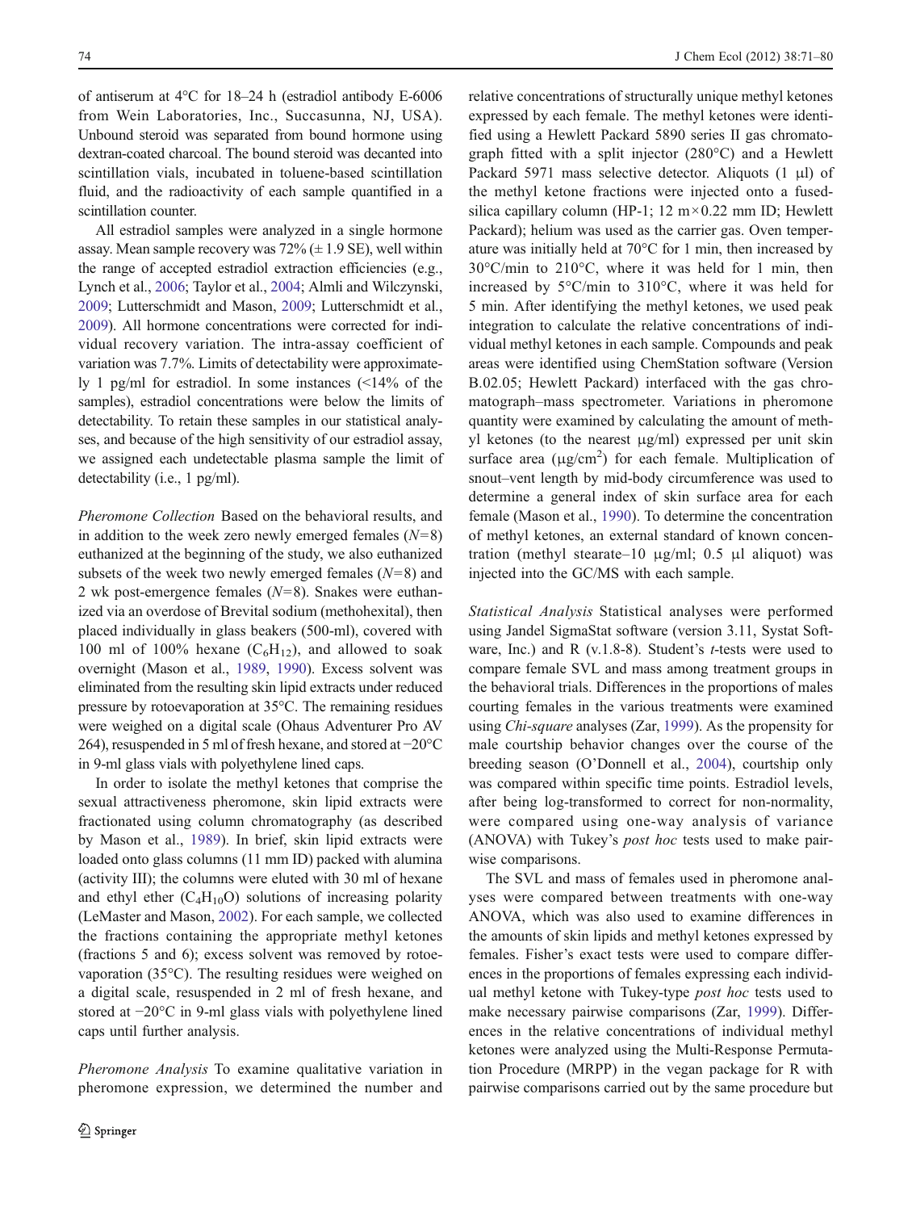of antiserum at 4°C for 18–24 h (estradiol antibody E-6006 from Wein Laboratories, Inc., Succasunna, NJ, USA). Unbound steroid was separated from bound hormone using dextran-coated charcoal. The bound steroid was decanted into scintillation vials, incubated in toluene-based scintillation fluid, and the radioactivity of each sample quantified in a scintillation counter.

All estradiol samples were analyzed in a single hormone assay. Mean sample recovery was 72% (± 1.9 SE), well within the range of accepted estradiol extraction efficiencies (e.g., Lynch et al., 2006; Taylor et al., 2004; Almli and Wilczynski, 2009; Lutterschmidt and Mason, 2009; Lutterschmidt et al., 2009). All hormone concentrations were corrected for individual recovery variation. The intra-assay coefficient of variation was 7.7%. Limits of detectability were approximately 1 pg/ml for estradiol. In some instances (<14% of the samples), estradiol concentrations were below the limits of detectability. To retain these samples in our statistical analyses, and because of the high sensitivity of our estradiol assay, we assigned each undetectable plasma sample the limit of detectability (i.e., 1 pg/ml).

*Pheromone Collection* Based on the behavioral results, and in addition to the week zero newly emerged females ($N=8$) euthanized at the beginning of the study, we also euthanized subsets of the week two newly emerged females ($N=8$) and 2 wk post-emergence females ($N=8$). Snakes were euthanized via an overdose of Brevital sodium (methohexital), then placed individually in glass beakers (500-ml), covered with 100 ml of 100% hexane ($C_6H_{12}$), and allowed to soak overnight (Mason et al., 1989, 1990). Excess solvent was eliminated from the resulting skin lipid extracts under reduced pressure by rotoevaporation at 35°C. The remaining residues were weighed on a digital scale (Ohaus Adventurer Pro AV 264), resuspended in 5 ml of fresh hexane, and stored at −20°C in 9-ml glass vials with polyethylene lined caps.

In order to isolate the methyl ketones that comprise the sexual attractiveness pheromone, skin lipid extracts were fractionated using column chromatography (as described by Mason et al., 1989). In brief, skin lipid extracts were loaded onto glass columns (11 mm ID) packed with alumina (activity III); the columns were eluted with 30 ml of hexane and ethyl ether ($C_4H_{10}O$) solutions of increasing polarity (LeMaster and Mason, 2002). For each sample, we collected the fractions containing the appropriate methyl ketones (fractions 5 and 6); excess solvent was removed by rotoevaporation (35°C). The resulting residues were weighed on a digital scale, resuspended in 2 ml of fresh hexane, and stored at −20°C in 9-ml glass vials with polyethylene lined caps until further analysis.

*Pheromone Analysis* To examine qualitative variation in pheromone expression, we determined the number and relative concentrations of structurally unique methyl ketones expressed by each female. The methyl ketones were identified using a Hewlett Packard 5890 series II gas chromatograph fitted with a split injector (280°C) and a Hewlett Packard 5971 mass selective detector. Aliquots (1 μl) of the methyl ketone fractions were injected onto a fused-silica capillary column (HP-1; 12 m×0.22 mm ID; Hewlett Packard); helium was used as the carrier gas. Oven temperature was initially held at 70°C for 1 min, then increased by 30°C/min to 210°C, where it was held for 1 min, then increased by 5°C/min to 310°C, where it was held for 5 min. After identifying the methyl ketones, we used peak integration to calculate the relative concentrations of individual methyl ketones in each sample. Compounds and peak areas were identified using ChemStation software (Version B.02.05; Hewlett Packard) interfaced with the gas chromatograph–mass spectrometer. Variations in pheromone quantity were examined by calculating the amount of methyl ketones (to the nearest μg/ml) expressed per unit skin surface area (μg/cm$^2$) for each female. Multiplication of snout–vent length by mid-body circumference was used to determine a general index of skin surface area for each female (Mason et al., 1990). To determine the concentration of methyl ketones, an external standard of known concentration (methyl stearate–10 μg/ml; 0.5 μl aliquot) was injected into the GC/MS with each sample.

*Statistical Analysis* Statistical analyses were performed using Jandel SigmaStat software (version 3.11, Systat Software, Inc.) and R (v.1.8-8). Student's *t*-tests were used to compare female SVL and mass among treatment groups in the behavioral trials. Differences in the proportions of males courting females in the various treatments were examined using *Chi-square* analyses (Zar, 1999). As the propensity for male courtship behavior changes over the course of the breeding season (O'Donnell et al., 2004), courtship only was compared within specific time points. Estradiol levels, after being log-transformed to correct for non-normality, were compared using one-way analysis of variance (ANOVA) with Tukey's *post hoc* tests used to make pairwise comparisons.

The SVL and mass of females used in pheromone analyses were compared between treatments with one-way ANOVA, which was also used to examine differences in the amounts of skin lipids and methyl ketones expressed by females. Fisher's exact tests were used to compare differences in the proportions of females expressing each individual methyl ketone with Tukey-type *post hoc* tests used to make necessary pairwise comparisons (Zar, 1999). Differences in the relative concentrations of individual methyl ketones were analyzed using the Multi-Response Permutation Procedure (MRPP) in the vegan package for R with pairwise comparisons carried out by the same procedure but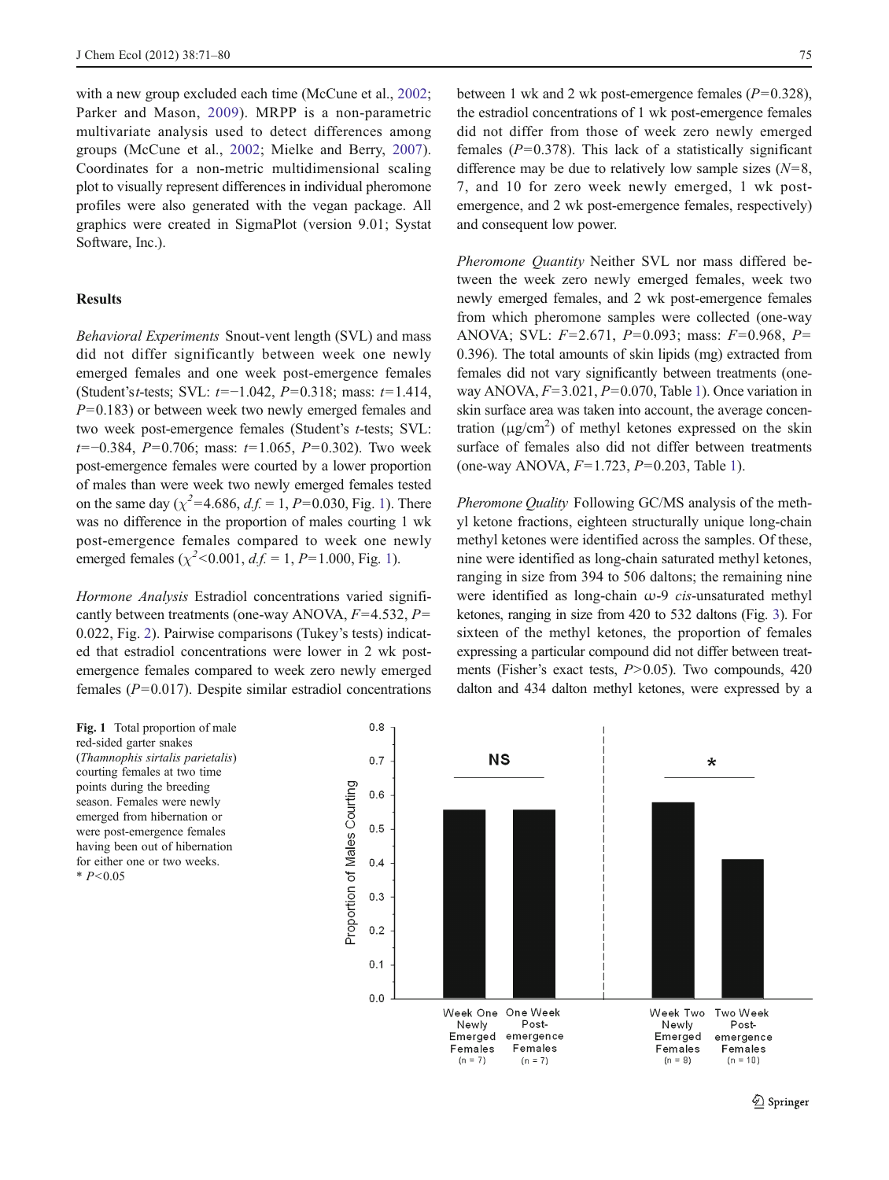with a new group excluded each time (McCune et al., 2002; Parker and Mason, 2009). MRPP is a non-parametric multivariate analysis used to detect differences among groups (McCune et al., 2002; Mielke and Berry, 2007). Coordinates for a non-metric multidimensional scaling plot to visually represent differences in individual pheromone profiles were also generated with the vegan package. All graphics were created in SigmaPlot (version 9.01; Systat Software, Inc.).

## Results

*Behavioral Experiments* Snout-vent length (SVL) and mass did not differ significantly between week one newly emerged females and one week post-emergence females (Student's *t*-tests; SVL: $t=-1.042$, $P=0.318$; mass: $t=1.414$, $P=0.183$) or between week two newly emerged females and two week post-emergence females (Student's *t*-tests; SVL: $t=-0.384$, $P=0.706$; mass: $t=1.065$, $P=0.302$). Two week post-emergence females were courted by a lower proportion of males than were week two newly emerged females tested on the same day ($\chi^2=4.686$, *d.f.* = 1, $P=0.030$, Fig. 1). There was no difference in the proportion of males courting 1 wk post-emergence females compared to week one newly emerged females ($\chi^2<0.001$, *d.f.* = 1, $P=1.000$, Fig. 1).

*Hormone Analysis* Estradiol concentrations varied significantly between treatments (one-way ANOVA, $F=4.532$, $P=0.022$, Fig. 2). Pairwise comparisons (Tukey's tests) indicated that estradiol concentrations were lower in 2 wk post-emergence females compared to week zero newly emerged females ($P=0.017$). Despite similar estradiol concentrations between 1 wk and 2 wk post-emergence females ($P=0.328$), the estradiol concentrations of 1 wk post-emergence females did not differ from those of week zero newly emerged females ($P=0.378$). This lack of a statistically significant difference may be due to relatively low sample sizes ($N=8$, 7, and 10 for zero week newly emerged, 1 wk post-emergence, and 2 wk post-emergence females, respectively) and consequent low power.

*Pheromone Quantity* Neither SVL nor mass differed between the week zero newly emerged females, week two newly emerged females, and 2 wk post-emergence females from which pheromone samples were collected (one-way ANOVA; SVL: $F=2.671$, $P=0.093$; mass: $F=0.968$, $P=0.396$). The total amounts of skin lipids (mg) extracted from females did not vary significantly between treatments (one-way ANOVA, $F=3.021$, $P=0.070$, Table 1). Once variation in skin surface area was taken into account, the average concentration (μg/cm$^2$) of methyl ketones expressed on the skin surface of females also did not differ between treatments (one-way ANOVA, $F=1.723$, $P=0.203$, Table 1).

*Pheromone Quality* Following GC/MS analysis of the methyl ketone fractions, eighteen structurally unique long-chain methyl ketones were identified across the samples. Of these, nine were identified as long-chain saturated methyl ketones, ranging in size from 394 to 506 daltons; the remaining nine were identified as long-chain ω-9 *cis*-unsaturated methyl ketones, ranging in size from 420 to 532 daltons (Fig. 3). For sixteen of the methyl ketones, the proportion of females expressing a particular compound did not differ between treatments (Fisher's exact tests, $P>0.05$). Two compounds, 420 dalton and 434 dalton methyl ketones, were expressed by a

**Fig. 1** Total proportion of male red-sided garter snakes (*Thamnophis sirtalis parietalis*) courting females at two time points during the breeding season. Females were newly emerged from hibernation or were post-emergence females having been out of hibernation for either one or two weeks. * $P<0.05$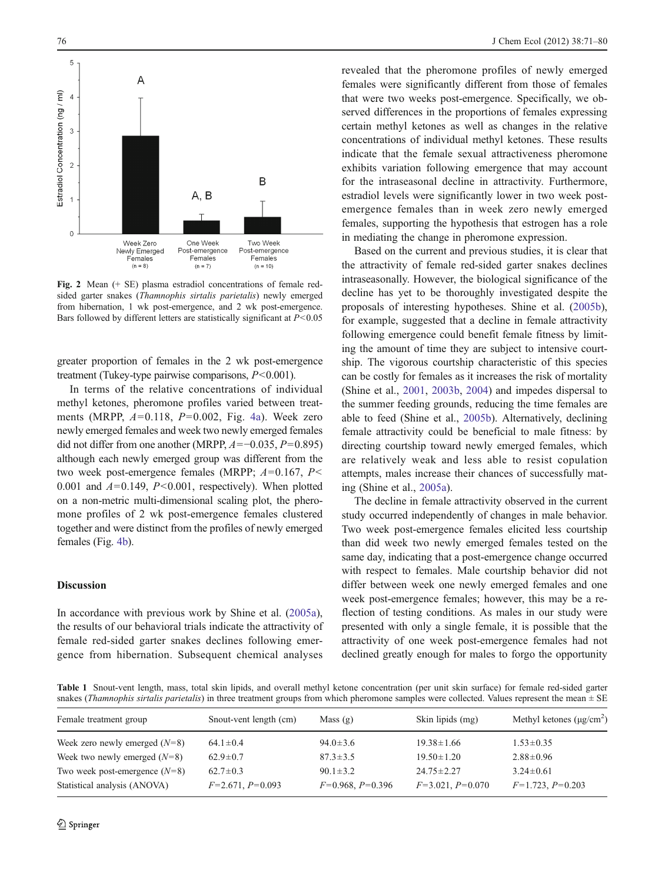5

4

3

2

1

0

Estradiol Concentration (ng / ml)

A

A, B

B

Week Zero Newly Emerged Females (n = 8)

One Week Post-emergence Females (n = 7)

Two Week Post-emergence Females (n = 10)

**Fig. 2** Mean (+ SE) plasma estradiol concentrations of female red-sided garter snakes (*Thamnophis sirtalis parietalis*) newly emerged from hibernation, 1 wk post-emergence, and 2 wk post-emergence. Bars followed by different letters are statistically significant at $P<0.05$

greater proportion of females in the 2 wk post-emergence treatment (Tukey-type pairwise comparisons, $P<0.001$).

In terms of the relative concentrations of individual methyl ketones, pheromone profiles varied between treatments (MRPP, $A=0.118$, $P=0.002$, Fig. 4a). Week zero newly emerged females and week two newly emerged females did not differ from one another (MRPP, $A=-0.035$, $P=0.895$) although each newly emerged group was different from the two week post-emergence females (MRPP; $A=0.167$, $P<0.001$ and $A=0.149$, $P<0.001$, respectively). When plotted on a non-metric multi-dimensional scaling plot, the pheromone profiles of 2 wk post-emergence females clustered together and were distinct from the profiles of newly emerged females (Fig. 4b).

## Discussion

In accordance with previous work by Shine et al. (2005a), the results of our behavioral trials indicate the attractivity of female red-sided garter snakes declines following emergence from hibernation. Subsequent chemical analyses revealed that the pheromone profiles of newly emerged females were significantly different from those of females that were two weeks post-emergence. Specifically, we observed differences in the proportions of females expressing certain methyl ketones as well as changes in the relative concentrations of individual methyl ketones. These results indicate that the female sexual attractiveness pheromone exhibits variation following emergence that may account for the intraseasonal decline in attractivity. Furthermore, estradiol levels were significantly lower in two week post-emergence females than in week zero newly emerged females, supporting the hypothesis that estrogen has a role in mediating the change in pheromone expression.

Based on the current and previous studies, it is clear that the attractivity of female red-sided garter snakes declines intraseasonally. However, the biological significance of the decline has yet to be thoroughly investigated despite the proposals of interesting hypotheses. Shine et al. (2005b), for example, suggested that a decline in female attractivity following emergence could benefit female fitness by limiting the amount of time they are subject to intensive courtship. The vigorous courtship characteristic of this species can be costly for females as it increases the risk of mortality (Shine et al., 2001, 2003b, 2004) and impedes dispersal to the summer feeding grounds, reducing the time females are able to feed (Shine et al., 2005b). Alternatively, declining female attractivity could be beneficial to male fitness: by directing courtship toward newly emerged females, which are relatively weak and less able to resist copulation attempts, males increase their chances of successfully mating (Shine et al., 2005a).

The decline in female attractivity observed in the current study occurred independently of changes in male behavior. Two week post-emergence females elicited less courtship than did week two newly emerged females tested on the same day, indicating that a post-emergence change occurred with respect to females. Male courtship behavior did not differ between week one newly emerged females and one week post-emergence females; however, this may be a reflection of testing conditions. As males in our study were presented with only a single female, it is possible that the attractivity of one week post-emergence females had not declined greatly enough for males to forgo the opportunity

**Table 1** Snout-vent length, mass, total skin lipids, and overall methyl ketone concentration (per unit skin surface) for female red-sided garter snakes (*Thamnophis sirtalis parietalis*) in three treatment groups from which pheromone samples were collected. Values represent the mean ± SE

| Female treatment group | Snout-vent length (cm) | Mass (g) | Skin lipids (mg) | Methyl ketones (μg/cm$^2$) |
|---|---|---|---|---|
| Week zero newly emerged ($N$=8) | 64.1±0.4 | 94.0±3.6 | 19.38±1.66 | 1.53±0.35 |
| Week two newly emerged ($N$=8) | 62.9±0.7 | 87.3±3.5 | 19.50±1.20 | 2.88±0.96 |
| Two week post-emergence ($N$=8) | 62.7±0.3 | 90.1±3.2 | 24.75±2.27 | 3.24±0.61 |
| Statistical analysis (ANOVA) | $F=2.671$, $P=0.093$ | $F=0.968$, $P=0.396$ | $F=3.021$, $P=0.070$ | $F=1.723$, $P=0.203$ |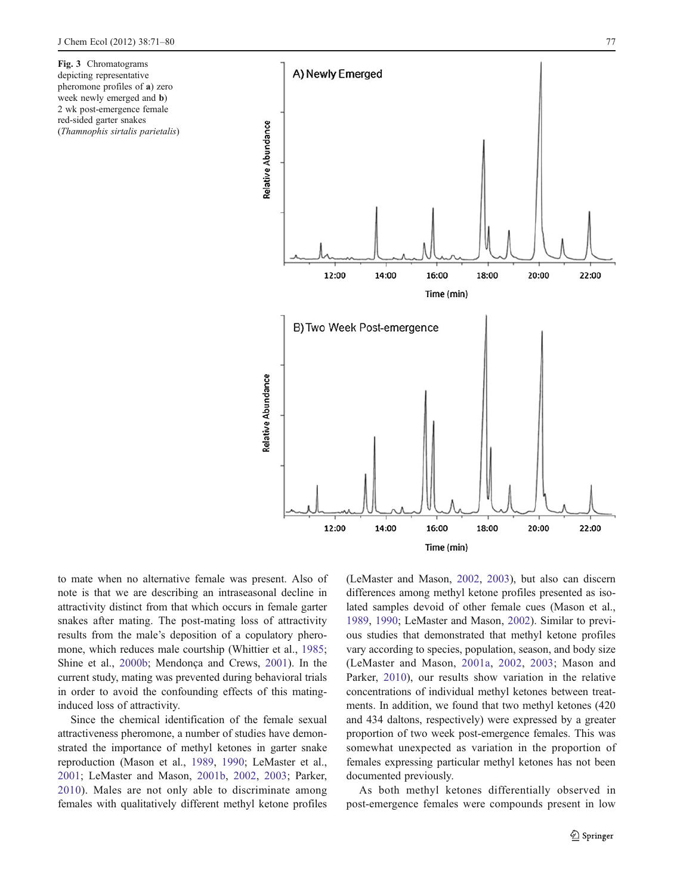Fig. 3 Chromatograms depicting representative pheromone profiles of **a**) zero week newly emerged and **b**) 2 wk post-emergence female red-sided garter snakes (*Thamnophis sirtalis parietalis*)

to mate when no alternative female was present. Also of note is that we are describing an intraseasonal decline in attractivity distinct from that which occurs in female garter snakes after mating. The post-mating loss of attractivity results from the male's deposition of a copulatory pheromone, which reduces male courtship (Whittier et al., 1985; Shine et al., 2000b; Mendonça and Crews, 2001). In the current study, mating was prevented during behavioral trials in order to avoid the confounding effects of this mating-induced loss of attractivity.

Since the chemical identification of the female sexual attractiveness pheromone, a number of studies have demonstrated the importance of methyl ketones in garter snake reproduction (Mason et al., 1989, 1990; LeMaster et al., 2001; LeMaster and Mason, 2001b, 2002, 2003; Parker, 2010). Males are not only able to discriminate among females with qualitatively different methyl ketone profiles (LeMaster and Mason, 2002, 2003), but also can discern differences among methyl ketone profiles presented as isolated samples devoid of other female cues (Mason et al., 1989, 1990; LeMaster and Mason, 2002). Similar to previous studies that demonstrated that methyl ketone profiles vary according to species, population, season, and body size (LeMaster and Mason, 2001a, 2002, 2003; Mason and Parker, 2010), our results show variation in the relative concentrations of individual methyl ketones between treatments. In addition, we found that two methyl ketones (420 and 434 daltons, respectively) were expressed by a greater proportion of two week post-emergence females. This was somewhat unexpected as variation in the proportion of females expressing particular methyl ketones has not been documented previously.

As both methyl ketones differentially observed in post-emergence females were compounds present in low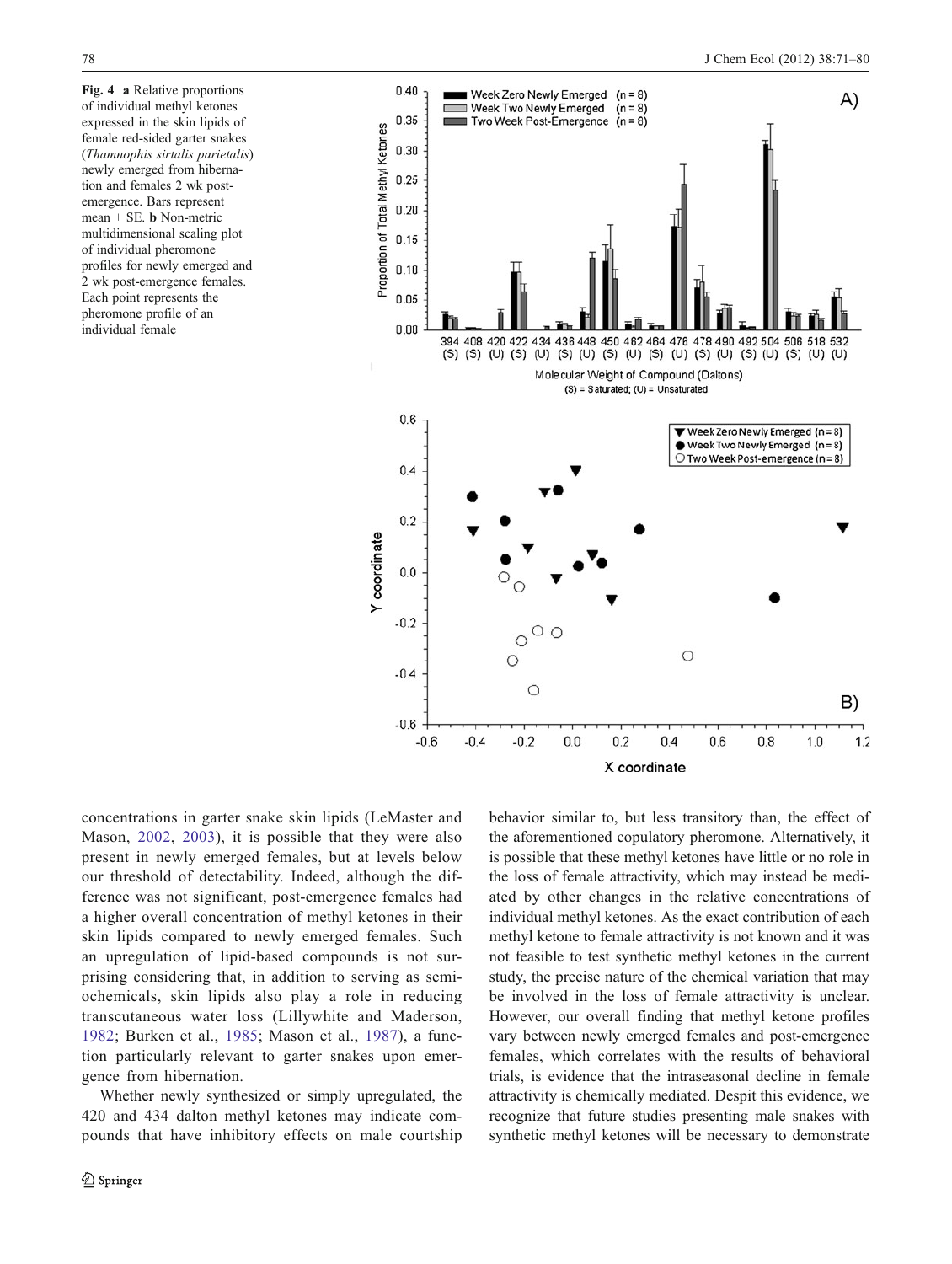Fig. 4 **a** Relative proportions of individual methyl ketones expressed in the skin lipids of female red-sided garter snakes (*Thamnophis sirtalis parietalis*) newly emerged from hibernation and females 2 wk post-emergence. Bars represent mean + SE. **b** Non-metric multidimensional scaling plot of individual pheromone profiles for newly emerged and 2 wk post-emergence females. Each point represents the pheromone profile of an individual female

concentrations in garter snake skin lipids (LeMaster and Mason, 2002, 2003), it is possible that they were also present in newly emerged females, but at levels below our threshold of detectability. Indeed, although the difference was not significant, post-emergence females had a higher overall concentration of methyl ketones in their skin lipids compared to newly emerged females. Such an upregulation of lipid-based compounds is not surprising considering that, in addition to serving as semiochemicals, skin lipids also play a role in reducing transcutaneous water loss (Lillywhite and Maderson, 1982; Burken et al., 1985; Mason et al., 1987), a function particularly relevant to garter snakes upon emergence from hibernation.

Whether newly synthesized or simply upregulated, the 420 and 434 dalton methyl ketones may indicate compounds that have inhibitory effects on male courtship behavior similar to, but less transitory than, the effect of the aforementioned copulatory pheromone. Alternatively, it is possible that these methyl ketones have little or no role in the loss of female attractivity, which may instead be mediated by other changes in the relative concentrations of individual methyl ketones. As the exact contribution of each methyl ketone to female attractivity is not known and it was not feasible to test synthetic methyl ketones in the current study, the precise nature of the chemical variation that may be involved in the loss of female attractivity is unclear. However, our overall finding that methyl ketone profiles vary between newly emerged females and post-emergence females, which correlates with the results of behavioral trials, is evidence that the intraseasonal decline in female attractivity is chemically mediated. Despit this evidence, we recognize that future studies presenting male snakes with synthetic methyl ketones will be necessary to demonstrate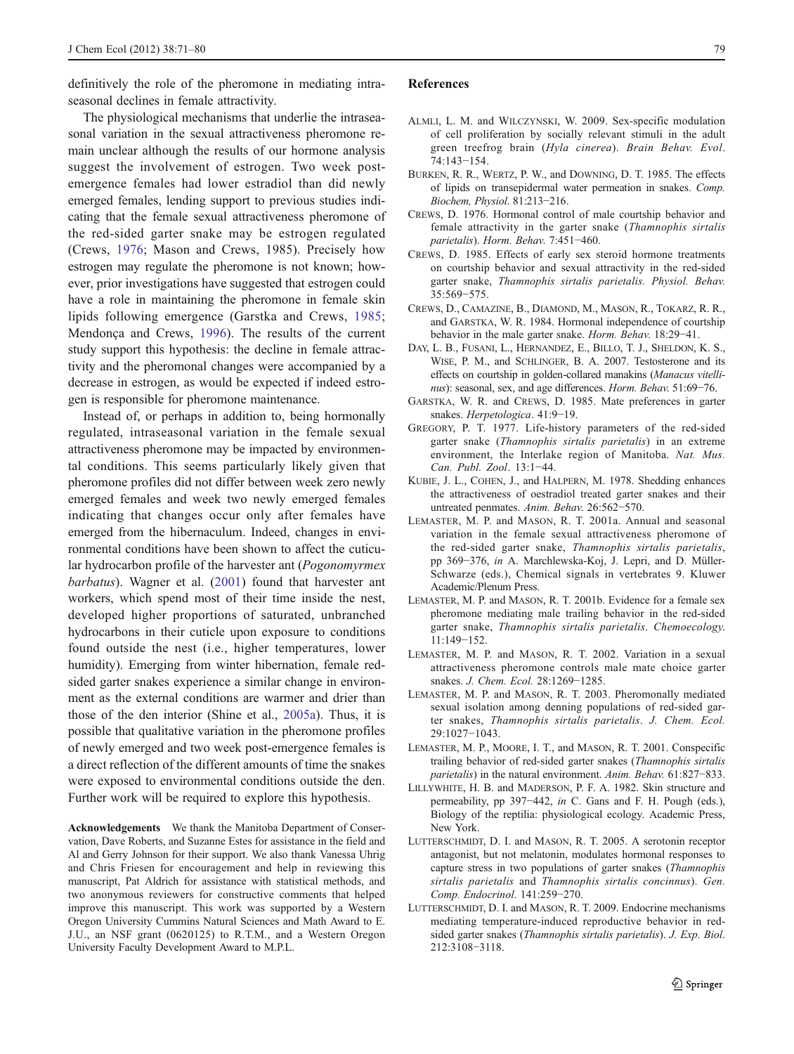definitively the role of the pheromone in mediating intraseasonal declines in female attractivity.

The physiological mechanisms that underlie the intraseasonal variation in the sexual attractiveness pheromone remain unclear although the results of our hormone analysis suggest the involvement of estrogen. Two week post-emergence females had lower estradiol than did newly emerged females, lending support to previous studies indicating that the female sexual attractiveness pheromone of the red-sided garter snake may be estrogen regulated (Crews, 1976; Mason and Crews, 1985). Precisely how estrogen may regulate the pheromone is not known; however, prior investigations have suggested that estrogen could have a role in maintaining the pheromone in female skin lipids following emergence (Garstka and Crews, 1985; Mendonça and Crews, 1996). The results of the current study support this hypothesis: the decline in female attractivity and the pheromonal changes were accompanied by a decrease in estrogen, as would be expected if indeed estrogen is responsible for pheromone maintenance.

Instead of, or perhaps in addition to, being hormonally regulated, intraseasonal variation in the female sexual attractiveness pheromone may be impacted by environmental conditions. This seems particularly likely given that pheromone profiles did not differ between week zero newly emerged females and week two newly emerged females indicating that changes occur only after females have emerged from the hibernaculum. Indeed, changes in environmental conditions have been shown to affect the cuticular hydrocarbon profile of the harvester ant (*Pogonomyrmex barbatus*). Wagner et al. (2001) found that harvester ant workers, which spend most of their time inside the nest, developed higher proportions of saturated, unbranched hydrocarbons in their cuticle upon exposure to conditions found outside the nest (i.e., higher temperatures, lower humidity). Emerging from winter hibernation, female red-sided garter snakes experience a similar change in environment as the external conditions are warmer and drier than those of the den interior (Shine et al., 2005a). Thus, it is possible that qualitative variation in the pheromone profiles of newly emerged and two week post-emergence females is a direct reflection of the different amounts of time the snakes were exposed to environmental conditions outside the den. Further work will be required to explore this hypothesis.

**Acknowledgements** We thank the Manitoba Department of Conservation, Dave Roberts, and Suzanne Estes for assistance in the field and Al and Gerry Johnson for their support. We also thank Vanessa Uhrig and Chris Friesen for encouragement and help in reviewing this manuscript, Pat Aldrich for assistance with statistical methods, and two anonymous reviewers for constructive comments that helped improve this manuscript. This work was supported by a Western Oregon University Cummins Natural Sciences and Math Award to E. J.U., an NSF grant (0620125) to R.T.M., and a Western Oregon University Faculty Development Award to M.P.L.

## References

ALMLI, L. M. and WILCZYNSKI, W. 2009. Sex-specific modulation of cell proliferation by socially relevant stimuli in the adult green treefrog brain (*Hyla cinerea*). *Brain Behav. Evol*. 74:143−154.

BURKEN, R. R., WERTZ, P. W., and DOWNING, D. T. 1985. The effects of lipids on transepidermal water permeation in snakes. *Comp. Biochem, Physiol*. 81:213−216.

CREWS, D. 1976. Hormonal control of male courtship behavior and female attractivity in the garter snake (*Thamnophis sirtalis parietalis*). *Horm. Behav*. 7:451−460.

CREWS, D. 1985. Effects of early sex steroid hormone treatments on courtship behavior and sexual attractivity in the red-sided garter snake, *Thamnophis sirtalis parietalis. Physiol. Behav.* 35:569−575.

CREWS, D., CAMAZINE, B., DIAMOND, M., MASON, R., TOKARZ, R. R., and GARSTKA, W. R. 1984. Hormonal independence of courtship behavior in the male garter snake. *Horm. Behav*. 18:29−41.

DAY, L. B., FUSANI, L., HERNANDEZ, E., BILLO, T. J., SHELDON, K. S., WISE, P. M., and SCHLINGER, B. A. 2007. Testosterone and its effects on courtship in golden-collared manakins (*Manacus vitellinus*): seasonal, sex, and age differences. *Horm. Behav*. 51:69−76.

GARSTKA, W. R. and CREWS, D. 1985. Mate preferences in garter snakes. *Herpetologica*. 41:9−19.

GREGORY, P. T. 1977. Life-history parameters of the red-sided garter snake (*Thamnophis sirtalis parietalis*) in an extreme environment, the Interlake region of Manitoba. *Nat. Mus. Can. Publ. Zool*. 13:1−44.

KUBIE, J. L., COHEN, J., and HALPERN, M. 1978. Shedding enhances the attractiveness of oestradiol treated garter snakes and their untreated penmates. *Anim. Behav*. 26:562−570.

LEMASTER, M. P. and MASON, R. T. 2001a. Annual and seasonal variation in the female sexual attractiveness pheromone of the red-sided garter snake, *Thamnophis sirtalis parietalis*, pp 369−376, *in* A. Marchlewska-Koj, J. Lepri, and D. Müller-Schwarze (eds.), Chemical signals in vertebrates 9. Kluwer Academic/Plenum Press.

LEMASTER, M. P. and MASON, R. T. 2001b. Evidence for a female sex pheromone mediating male trailing behavior in the red-sided garter snake, *Thamnophis sirtalis parietalis*. *Chemoecology*. 11:149−152.

LEMASTER, M. P. and MASON, R. T. 2002. Variation in a sexual attractiveness pheromone controls male mate choice garter snakes. *J. Chem. Ecol.* 28:1269−1285.

LEMASTER, M. P. and MASON, R. T. 2003. Pheromonally mediated sexual isolation among denning populations of red-sided garter snakes, *Thamnophis sirtalis parietalis*. *J. Chem. Ecol*. 29:1027−1043.

LEMASTER, M. P., MOORE, I. T., and MASON, R. T. 2001. Conspecific trailing behavior of red-sided garter snakes (*Thamnophis sirtalis parietalis*) in the natural environment. *Anim. Behav*. 61:827−833.

LILLYWHITE, H. B. and MADERSON, P. F. A. 1982. Skin structure and permeability, pp 397−442, *in* C. Gans and F. H. Pough (eds.), Biology of the reptilia: physiological ecology. Academic Press, New York.

LUTTERSCHMIDT, D. I. and MASON, R. T. 2005. A serotonin receptor antagonist, but not melatonin, modulates hormonal responses to capture stress in two populations of garter snakes (*Thamnophis sirtalis parietalis* and *Thamnophis sirtalis concinnus*). *Gen. Comp. Endocrinol*. 141:259−270.

LUTTERSCHMIDT, D. I. and MASON, R. T. 2009. Endocrine mechanisms mediating temperature-induced reproductive behavior in red-sided garter snakes (*Thamnophis sirtalis parietalis*). *J. Exp. Biol*. 212:3108−3118.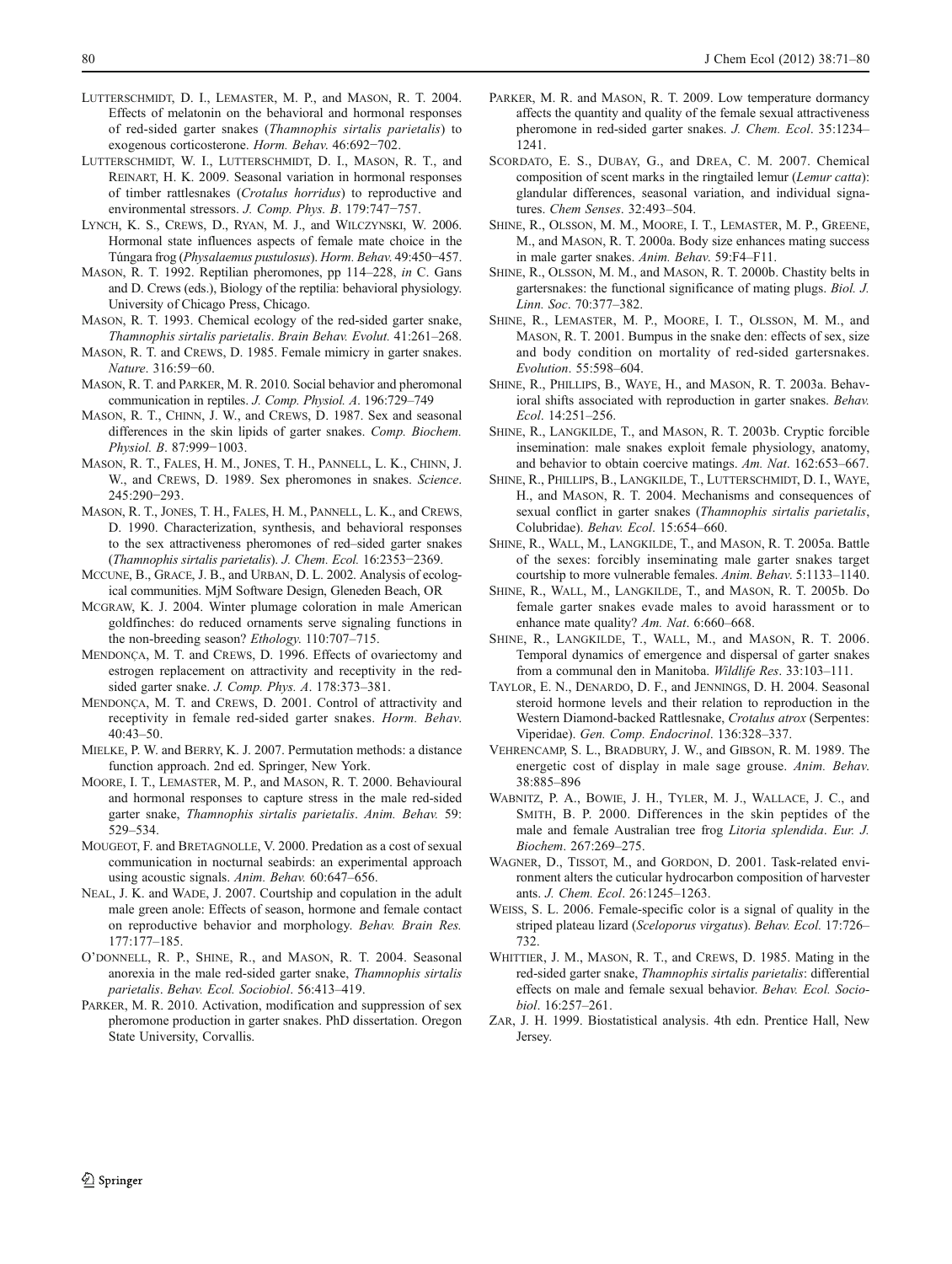LUTTERSCHMIDT, D. I., LEMASTER, M. P., and MASON, R. T. 2004. Effects of melatonin on the behavioral and hormonal responses of red-sided garter snakes (*Thamnophis sirtalis parietalis*) to exogenous corticosterone. *Horm. Behav.* 46:692−702.

LUTTERSCHMIDT, W. I., LUTTERSCHMIDT, D. I., MASON, R. T., and REINART, H. K. 2009. Seasonal variation in hormonal responses of timber rattlesnakes (*Crotalus horridus*) to reproductive and environmental stressors. *J. Comp. Phys. B*. 179:747−757.

LYNCH, K. S., CREWS, D., RYAN, M. J., and WILCZYNSKI, W. 2006. Hormonal state influences aspects of female mate choice in the Túngara frog (*Physalaemus pustulosus*). *Horm. Behav.* 49:450−457.

MASON, R. T. 1992. Reptilian pheromones, pp 114–228, *in* C. Gans and D. Crews (eds.), Biology of the reptilia: behavioral physiology. University of Chicago Press, Chicago.

MASON, R. T. 1993. Chemical ecology of the red-sided garter snake, *Thamnophis sirtalis parietalis*. *Brain Behav. Evolut.* 41:261–268.

MASON, R. T. and CREWS, D. 1985. Female mimicry in garter snakes. *Nature*. 316:59−60.

MASON, R. T. and PARKER, M. R. 2010. Social behavior and pheromonal communication in reptiles. *J. Comp. Physiol. A*. 196:729–749

MASON, R. T., CHINN, J. W., and CREWS, D. 1987. Sex and seasonal differences in the skin lipids of garter snakes. *Comp. Biochem. Physiol. B*. 87:999−1003.

MASON, R. T., FALES, H. M., JONES, T. H., PANNELL, L. K., CHINN, J. W., and CREWS, D. 1989. Sex pheromones in snakes. *Science*. 245:290−293.

MASON, R. T., JONES, T. H., FALES, H. M., PANNELL, L. K., and CREWS, D. 1990. Characterization, synthesis, and behavioral responses to the sex attractiveness pheromones of red–sided garter snakes (*Thamnophis sirtalis parietalis*). *J. Chem. Ecol.* 16:2353−2369.

MCCUNE, B., GRACE, J. B., and URBAN, D. L. 2002. Analysis of ecological communities. MjM Software Design, Gleneden Beach, OR

MCGRAW, K. J. 2004. Winter plumage coloration in male American goldfinches: do reduced ornaments serve signaling functions in the non-breeding season? *Ethology.* 110:707–715.

MENDONÇA, M. T. and CREWS, D. 1996. Effects of ovariectomy and estrogen replacement on attractivity and receptivity in the red-sided garter snake. *J. Comp. Phys. A*. 178:373–381.

MENDONÇA, M. T. and CREWS, D. 2001. Control of attractivity and receptivity in female red-sided garter snakes. *Horm. Behav.* 40:43–50.

MIELKE, P. W. and BERRY, K. J. 2007. Permutation methods: a distance function approach. 2nd ed. Springer, New York.

MOORE, I. T., LEMASTER, M. P., and MASON, R. T. 2000. Behavioural and hormonal responses to capture stress in the male red-sided garter snake, *Thamnophis sirtalis parietalis*. *Anim. Behav.* 59: 529–534.

MOUGEOT, F. and BRETAGNOLLE, V. 2000. Predation as a cost of sexual communication in nocturnal seabirds: an experimental approach using acoustic signals. *Anim. Behav.* 60:647–656.

NEAL, J. K. and WADE, J. 2007. Courtship and copulation in the adult male green anole: Effects of season, hormone and female contact on reproductive behavior and morphology. *Behav. Brain Res.* 177:177–185.

O'DONNELL, R. P., SHINE, R., and MASON, R. T. 2004. Seasonal anorexia in the male red-sided garter snake, *Thamnophis sirtalis parietalis*. *Behav. Ecol. Sociobiol*. 56:413–419.

PARKER, M. R. 2010. Activation, modification and suppression of sex pheromone production in garter snakes. PhD dissertation. Oregon State University, Corvallis.

PARKER, M. R. and MASON, R. T. 2009. Low temperature dormancy affects the quantity and quality of the female sexual attractiveness pheromone in red-sided garter snakes. *J. Chem. Ecol*. 35:1234–1241.

SCORDATO, E. S., DUBAY, G., and DREA, C. M. 2007. Chemical composition of scent marks in the ringtailed lemur (*Lemur catta*): glandular differences, seasonal variation, and individual signatures. *Chem Senses*. 32:493–504.

SHINE, R., OLSSON, M. M., MOORE, I. T., LEMASTER, M. P., GREENE, M., and MASON, R. T. 2000a. Body size enhances mating success in male garter snakes. *Anim. Behav*. 59:F4–F11.

SHINE, R., OLSSON, M. M., and MASON, R. T. 2000b. Chastity belts in gartersnakes: the functional significance of mating plugs. *Biol. J. Linn. Soc*. 70:377–382.

SHINE, R., LEMASTER, M. P., MOORE, I. T., OLSSON, M. M., and MASON, R. T. 2001. Bumpus in the snake den: effects of sex, size and body condition on mortality of red-sided gartersnakes. *Evolution*. 55:598–604.

SHINE, R., PHILLIPS, B., WAYE, H., and MASON, R. T. 2003a. Behavioral shifts associated with reproduction in garter snakes. *Behav. Ecol*. 14:251–256.

SHINE, R., LANGKILDE, T., and MASON, R. T. 2003b. Cryptic forcible insemination: male snakes exploit female physiology, anatomy, and behavior to obtain coercive matings. *Am. Nat*. 162:653–667.

SHINE, R., PHILLIPS, B., LANGKILDE, T., LUTTERSCHMIDT, D. I., WAYE, H., and MASON, R. T. 2004. Mechanisms and consequences of sexual conflict in garter snakes (*Thamnophis sirtalis parietalis*, Colubridae). *Behav. Ecol*. 15:654–660.

SHINE, R., WALL, M., LANGKILDE, T., and MASON, R. T. 2005a. Battle of the sexes: forcibly inseminating male garter snakes target courtship to more vulnerable females. *Anim. Behav*. 5:1133–1140.

SHINE, R., WALL, M., LANGKILDE, T., and MASON, R. T. 2005b. Do female garter snakes evade males to avoid harassment or to enhance mate quality? *Am. Nat*. 6:660–668.

SHINE, R., LANGKILDE, T., WALL, M., and MASON, R. T. 2006. Temporal dynamics of emergence and dispersal of garter snakes from a communal den in Manitoba. *Wildlife Res*. 33:103–111.

TAYLOR, E. N., DENARDO, D. F., and JENNINGS, D. H. 2004. Seasonal steroid hormone levels and their relation to reproduction in the Western Diamond-backed Rattlesnake, *Crotalus atrox* (Serpentes: Viperidae). *Gen. Comp. Endocrinol*. 136:328–337.

VEHRENCAMP, S. L., BRADBURY, J. W., and GIBSON, R. M. 1989. The energetic cost of display in male sage grouse. *Anim. Behav*. 38:885–896

WABNITZ, P. A., BOWIE, J. H., TYLER, M. J., WALLACE, J. C., and SMITH, B. P. 2000. Differences in the skin peptides of the male and female Australian tree frog *Litoria splendida*. *Eur. J. Biochem*. 267:269–275.

WAGNER, D., TISSOT, M., and GORDON, D. 2001. Task-related environment alters the cuticular hydrocarbon composition of harvester ants. *J. Chem. Ecol*. 26:1245–1263.

WEISS, S. L. 2006. Female-specific color is a signal of quality in the striped plateau lizard (*Sceloporus virgatus*). *Behav. Ecol.* 17:726–732.

WHITTIER, J. M., MASON, R. T., and CREWS, D. 1985. Mating in the red-sided garter snake, *Thamnophis sirtalis parietalis*: differential effects on male and female sexual behavior. *Behav. Ecol. Sociobiol*. 16:257–261.

ZAR, J. H. 1999. Biostatistical analysis. 4th edn. Prentice Hall, New Jersey.